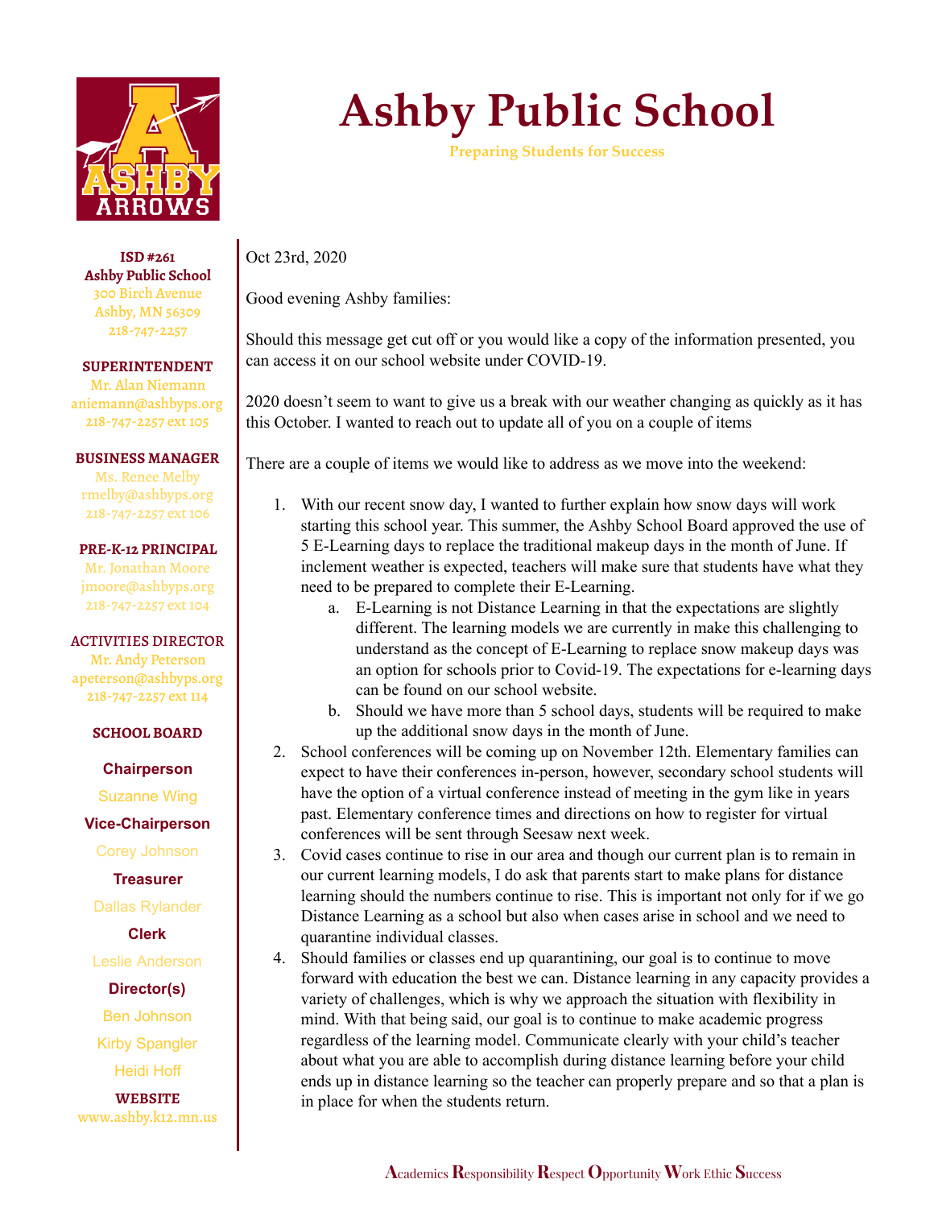# Ashby Public School

**Preparing Students for Success**

**ISD #261**
**Ashby Public School**
300 Birch Avenue
Ashby, MN 56309
218-747-2257

**SUPERINTENDENT**
Mr. Alan Niemann
aniemann@ashbyps.org
218-747-2257 ext 105

**BUSINESS MANAGER**
Ms. Renee Melby
rmelby@ashbyps.org
218-747-2257 ext 106

**PRE-K-12 PRINCIPAL**
Mr. Jonathan Moore
jmoore@ashbyps.org
218-747-2257 ext 104

**ACTIVITIES DIRECTOR**
Mr. Andy Peterson
apeterson@ashbyps.org
218-747-2257 ext 114

**SCHOOL BOARD**

**Chairperson**
Suzanne Wing

**Vice-Chairperson**
Corey Johnson

**Treasurer**
Dallas Rylander

**Clerk**
Leslie Anderson

**Director(s)**
Ben Johnson
Kirby Spangler
Heidi Hoff

**WEBSITE**
www.ashby.k12.mn.us

Oct 23rd, 2020

Good evening Ashby families:

Should this message get cut off or you would like a copy of the information presented, you can access it on our school website under COVID-19.

2020 doesn't seem to want to give us a break with our weather changing as quickly as it has this October. I wanted to reach out to update all of you on a couple of items

There are a couple of items we would like to address as we move into the weekend:

1. With our recent snow day, I wanted to further explain how snow days will work starting this school year. This summer, the Ashby School Board approved the use of 5 E-Learning days to replace the traditional makeup days in the month of June. If inclement weather is expected, teachers will make sure that students have what they need to be prepared to complete their E-Learning.
   a. E-Learning is not Distance Learning in that the expectations are slightly different. The learning models we are currently in make this challenging to understand as the concept of E-Learning to replace snow makeup days was an option for schools prior to Covid-19. The expectations for e-learning days can be found on our school website.
   b. Should we have more than 5 school days, students will be required to make up the additional snow days in the month of June.
2. School conferences will be coming up on November 12th. Elementary families can expect to have their conferences in-person, however, secondary school students will have the option of a virtual conference instead of meeting in the gym like in years past. Elementary conference times and directions on how to register for virtual conferences will be sent through Seesaw next week.
3. Covid cases continue to rise in our area and though our current plan is to remain in our current learning models, I do ask that parents start to make plans for distance learning should the numbers continue to rise. This is important not only for if we go Distance Learning as a school but also when cases arise in school and we need to quarantine individual classes.
4. Should families or classes end up quarantining, our goal is to continue to move forward with education the best we can. Distance learning in any capacity provides a variety of challenges, which is why we approach the situation with flexibility in mind. With that being said, our goal is to continue to make academic progress regardless of the learning model. Communicate clearly with your child's teacher about what you are able to accomplish during distance learning before your child ends up in distance learning so the teacher can properly prepare and so that a plan is in place for when the students return.

Academics Responsibility Respect Opportunity Work Ethic Success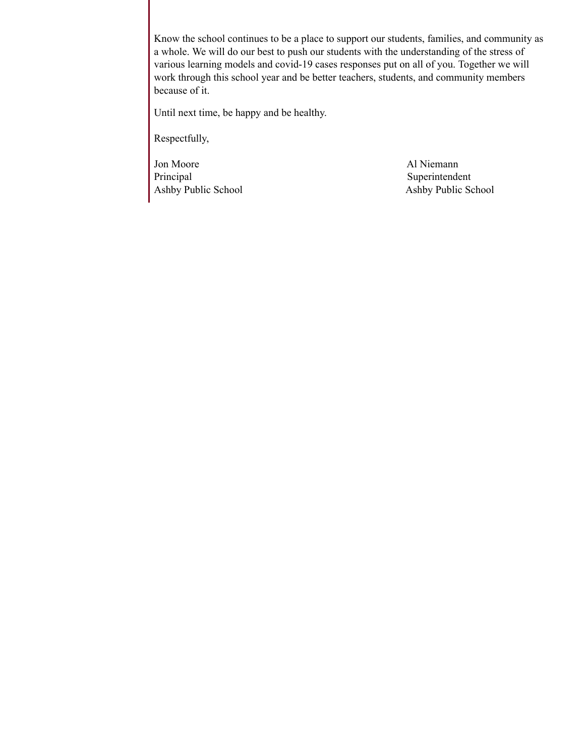Know the school continues to be a place to support our students, families, and community as a whole. We will do our best to push our students with the understanding of the stress of various learning models and covid-19 cases responses put on all of you. Together we will work through this school year and be better teachers, students, and community members because of it.

Until next time, be happy and be healthy.

Respectfully,

Jon Moore
Principal
Ashby Public School

Al Niemann
Superintendent
Ashby Public School